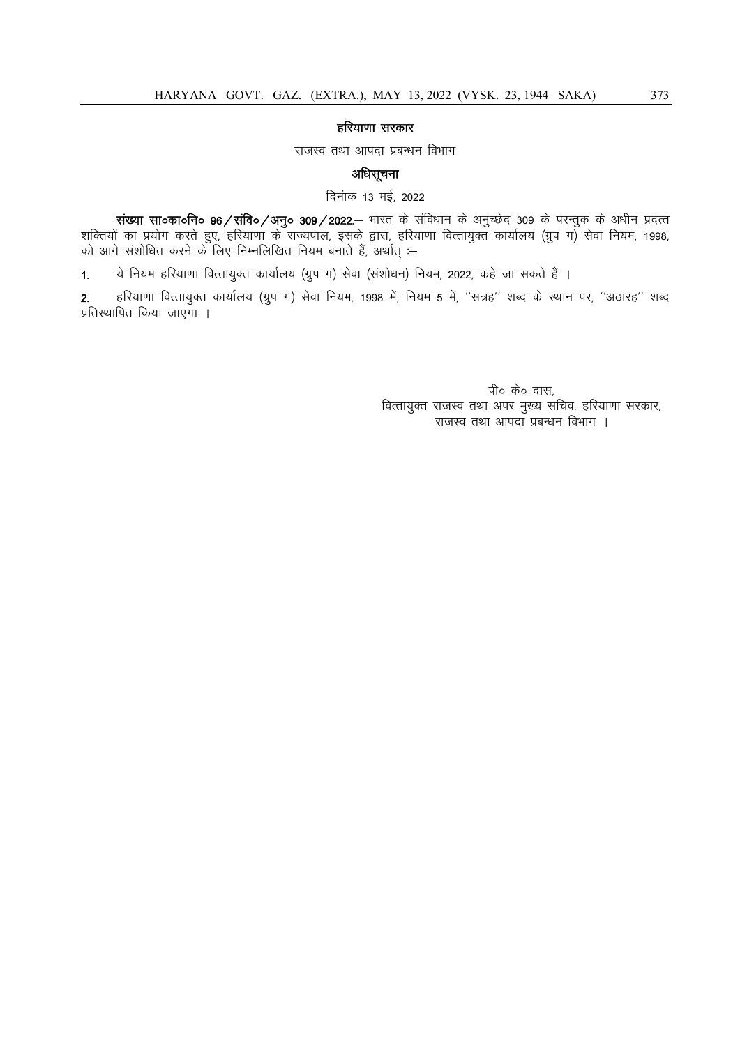## हरियाणा सरकार

राजस्व तथा आपदा प्रबन्धन विभाग

## अधिसूचना

दिनांक 13 मई, 2022

**संख्या सा०का०नि० 96/संवि०/अनु० 309/2022.**— भारत के संविधान के अनुच्छेद 309 के परन्तुक के अधीन प्रदत्त शक्तियों का प्रयोग करते हुए, हरियाणा के राज्यपाल, इसके द्वारा, हरियाणा वित्तायुक्त कार्यालय (ग्रुप ग) सेवा नियम, 1998, को आगे संशोधित करने के लिए निम्नलिखित नियम बनाते हैं, अर्थात् :—

**1.** ये नियम हरियाणा वित्तायुक्त कार्यालय (ग्रुप ग) सेवा (संशोधन) नियम, 2022, कहे जा सकते हैं ।

**2.** हरियाणा वित्तायुक्त कार्यालय (ग्रुप ग) सेवा नियम, 1998 में, नियम 5 में, ''सत्रह'' शब्द के स्थान पर, ''अठारह'' शब्द प्रतिस्थापित किया जाएगा ।

पी० के० दास,  
वित्तायुक्त राजस्व तथा अपर मुख्य सचिव, हरियाणा सरकार,  
राजस्व तथा आपदा प्रबन्धन विभाग ।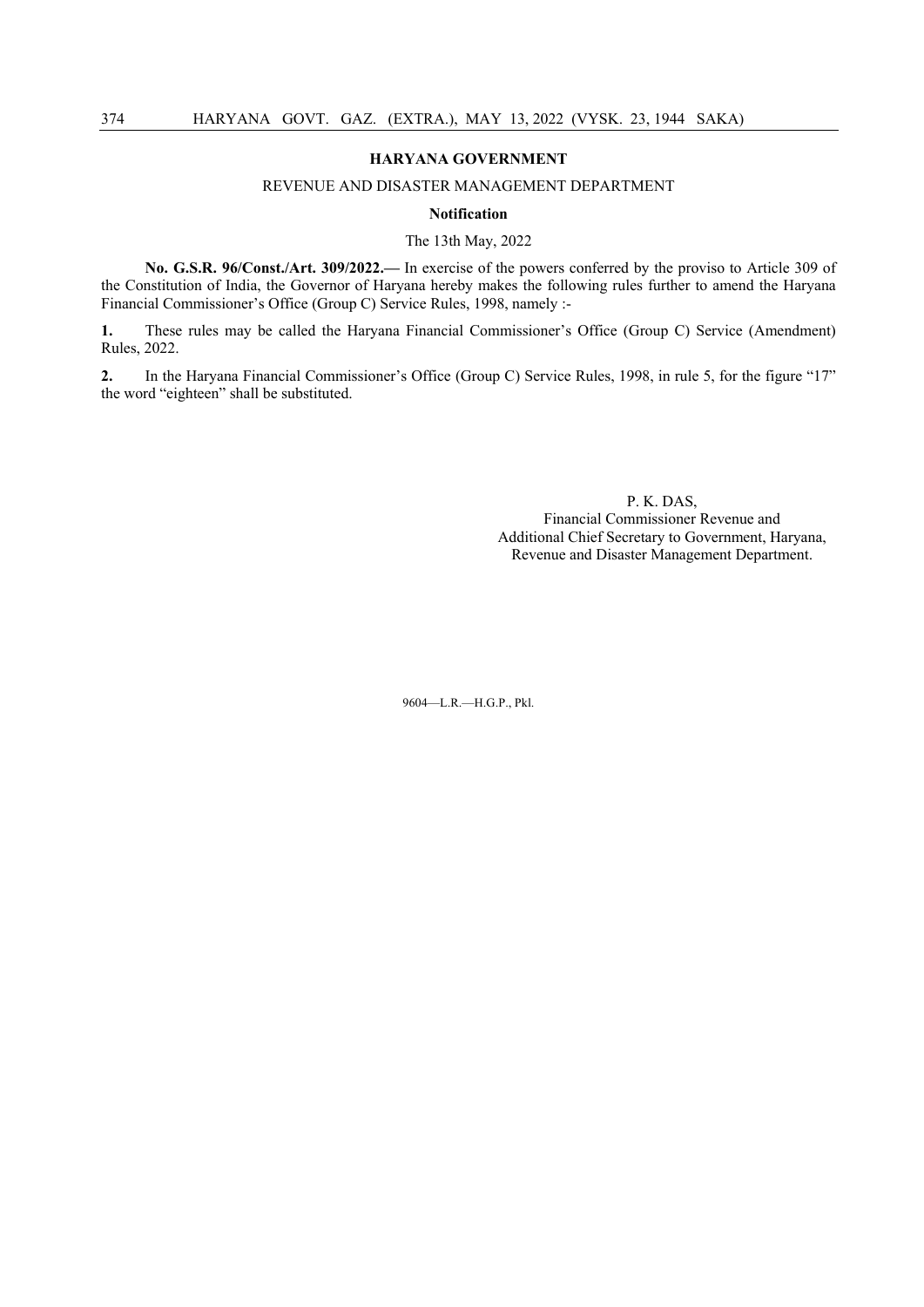**HARYANA GOVERNMENT**

REVENUE AND DISASTER MANAGEMENT DEPARTMENT

**Notification**

The 13th May, 2022

**No. G.S.R. 96/Const./Art. 309/2022.—** In exercise of the powers conferred by the proviso to Article 309 of the Constitution of India, the Governor of Haryana hereby makes the following rules further to amend the Haryana Financial Commissioner's Office (Group C) Service Rules, 1998, namely :-

**1.** These rules may be called the Haryana Financial Commissioner's Office (Group C) Service (Amendment) Rules, 2022.

**2.** In the Haryana Financial Commissioner's Office (Group C) Service Rules, 1998, in rule 5, for the figure "17" the word "eighteen" shall be substituted.

P. K. DAS,
Financial Commissioner Revenue and
Additional Chief Secretary to Government, Haryana,
Revenue and Disaster Management Department.

9604—L.R.—H.G.P., Pkl.